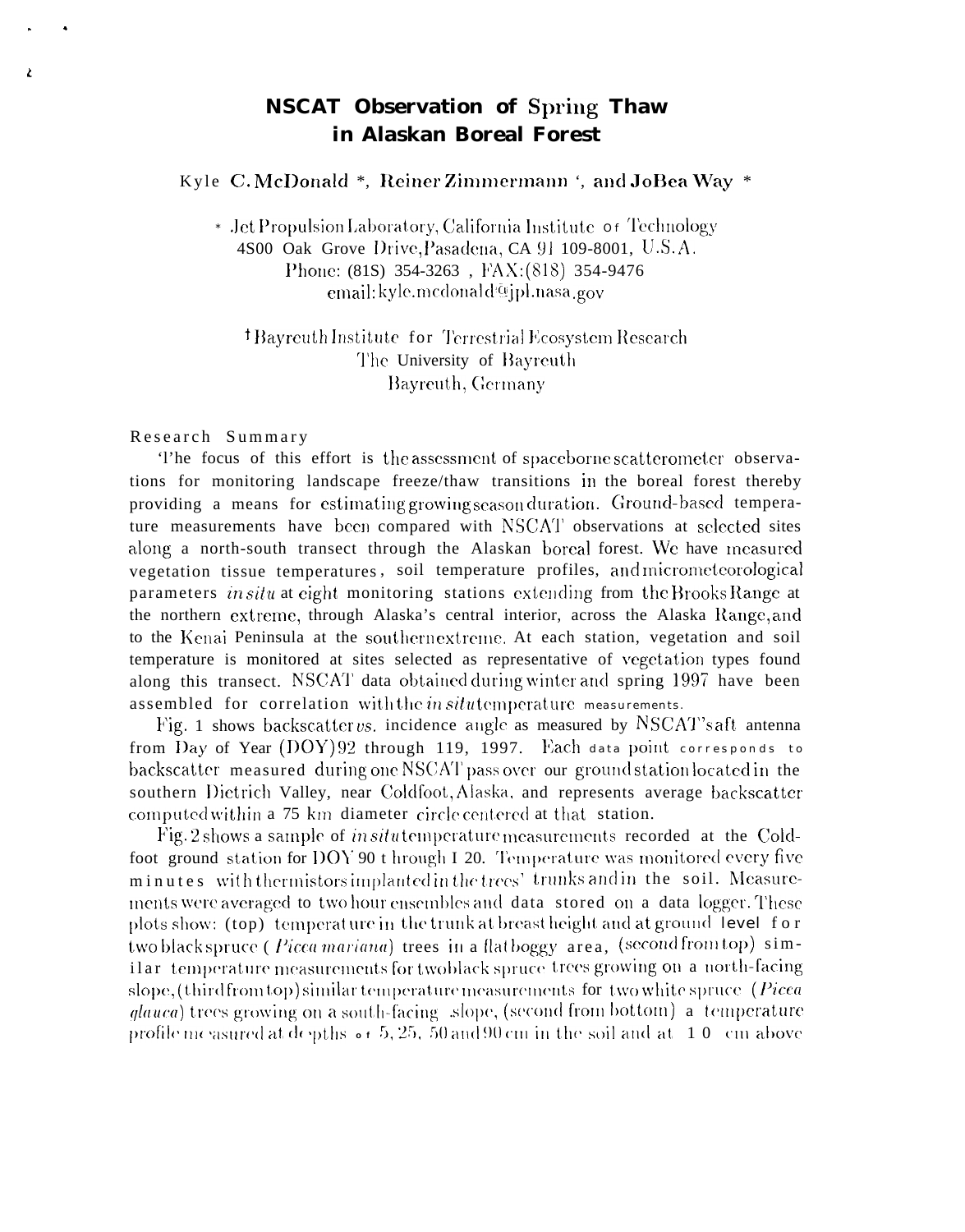# NSCAT Observation of Spring Thaw in Alaskan Boreal Forest

Kyle C. McDonald *, Reiner Zimmermann †, and JoBea Way *

\* Jet Propulsion Laboratory, California Institute of Technology
4800 Oak Grove Drive, Pasadena, CA 91109-8001, U.S.A.
Phone: (818) 354-3263, FAX: (818) 354-9476
email: kyle.mcdonald@jpl.nasa.gov

† Bayreuth Institute for Terrestrial Ecosystem Research
The University of Bayreuth
Bayreuth, Germany

## Research Summary

The focus of this effort is the assessment of spaceborne scatterometer observations for monitoring landscape freeze/thaw transitions in the boreal forest thereby providing a means for estimating growing season duration. Ground-based temperature measurements have been compared with NSCAT observations at selected sites along a north-south transect through the Alaskan boreal forest. We have measured vegetation tissue temperatures, soil temperature profiles, and micrometeorological parameters *in situ* at eight monitoring stations extending from the Brooks Range at the northern extreme, through Alaska's central interior, across the Alaska Range, and to the Kenai Peninsula at the southern extreme. At each station, vegetation and soil temperature is monitored at sites selected as representative of vegetation types found along this transect. NSCAT data obtained during winter and spring 1997 have been assembled for correlation with the *in situ* temperature measurements.

Fig. 1 shows backscatter *vs.* incidence angle as measured by NSCAT's aft antenna from Day of Year (DOY) 92 through 119, 1997. Each data point corresponds to backscatter measured during one NSCAT pass over our ground station located in the southern Dietrich Valley, near Coldfoot, Alaska, and represents average backscatter computed within a 75 km diameter circle centered at that station.

Fig. 2 shows a sample of *in situ* temperature measurements recorded at the Coldfoot ground station for DOY 90 through 120. Temperature was monitored every five minutes with thermistors implanted in the trees' trunks and in the soil. Measurements were averaged to two hour ensembles and data stored on a data logger. These plots show: (top) temperature in the trunk at breast height and at ground level for two black spruce (*Picea mariana*) trees in a flat boggy area, (second from top) similar temperature measurements for two black spruce trees growing on a north-facing slope, (third from top) similar temperature measurements for two white spruce (*Picea glauca*) trees growing on a south-facing slope, (second from bottom) a temperature profile measured at depths of 5, 25, 50 and 90 cm in the soil and at 10 cm above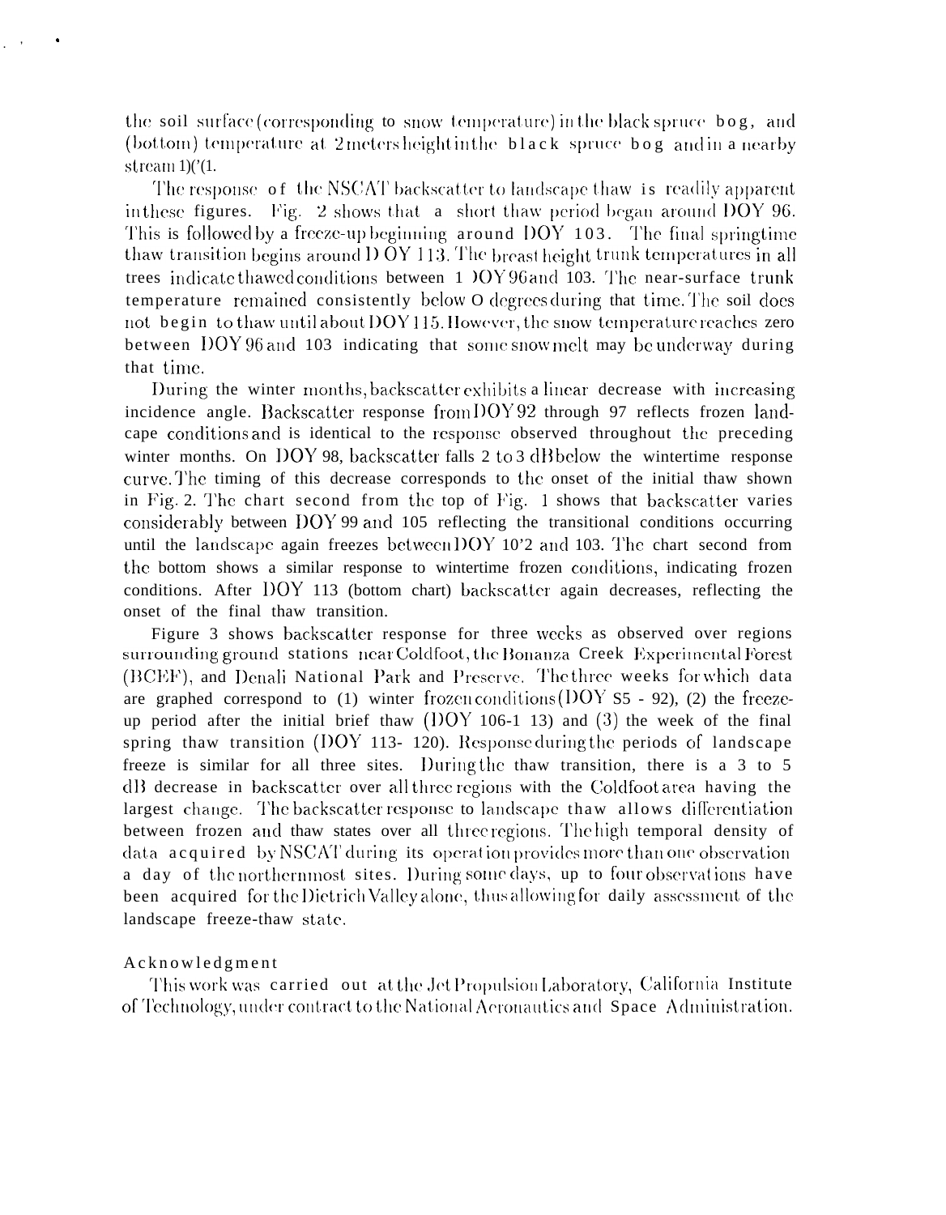the soil surface (corresponding to snow temperature) in the black spruce bog, and (bottom) temperature at 2 meters height in the black spruce bog and in a nearby stream DOY.

The response of the NSCAT backscatter to landscape thaw is readily apparent in these figures. Fig. 2 shows that a short thaw period began around DOY 96. This is followed by a freeze-up beginning around DOY 103. The final springtime thaw transition begins around DOY 113. The breast height trunk temperatures in all trees indicate thawed conditions between DOY 96 and 103. The near-surface trunk temperature remained consistently below 0 degrees during that time. The soil does not begin to thaw until about DOY 115. However, the snow temperature reaches zero between DOY 96 and 103 indicating that some snow melt may be underway during that time.

During the winter months, backscatter exhibits a linear decrease with increasing incidence angle. Backscatter response from DOY 92 through 97 reflects frozen landscape conditions and is identical to the response observed throughout the preceding winter months. On DOY 98, backscatter falls 2 to 3 dB below the wintertime response curve. The timing of this decrease corresponds to the onset of the initial thaw shown in Fig. 2. The chart second from the top of Fig. 1 shows that backscatter varies considerably between DOY 99 and 105 reflecting the transitional conditions occurring until the landscape again freezes between DOY 102 and 103. The chart second from the bottom shows a similar response to wintertime frozen conditions, indicating frozen conditions. After DOY 113 (bottom chart) backscatter again decreases, reflecting the onset of the final thaw transition.

Figure 3 shows backscatter response for three weeks as observed over regions surrounding ground stations near Coldfoot, the Bonanza Creek Experimental Forest (BCEF), and Denali National Park and Preserve. The three weeks for which data are graphed correspond to (1) winter frozen conditions (DOY 85 - 92), (2) the freeze-up period after the initial brief thaw (DOY 106-113) and (3) the week of the final spring thaw transition (DOY 113- 120). Response during the periods of landscape freeze is similar for all three sites. During the thaw transition, there is a 3 to 5 dB decrease in backscatter over all three regions with the Coldfoot area having the largest change. The backscatter response to landscape thaw allows differentiation between frozen and thaw states over all three regions. The high temporal density of data acquired by NSCAT during its operation provides more than one observation a day of the northernmost sites. During some days, up to four observations have been acquired for the Dietrich Valley alone, thus allowing for daily assessment of the landscape freeze-thaw state.

## Acknowledgment

This work was carried out at the Jet Propulsion Laboratory, California Institute of Technology, under contract to the National Aeronautics and Space Administration.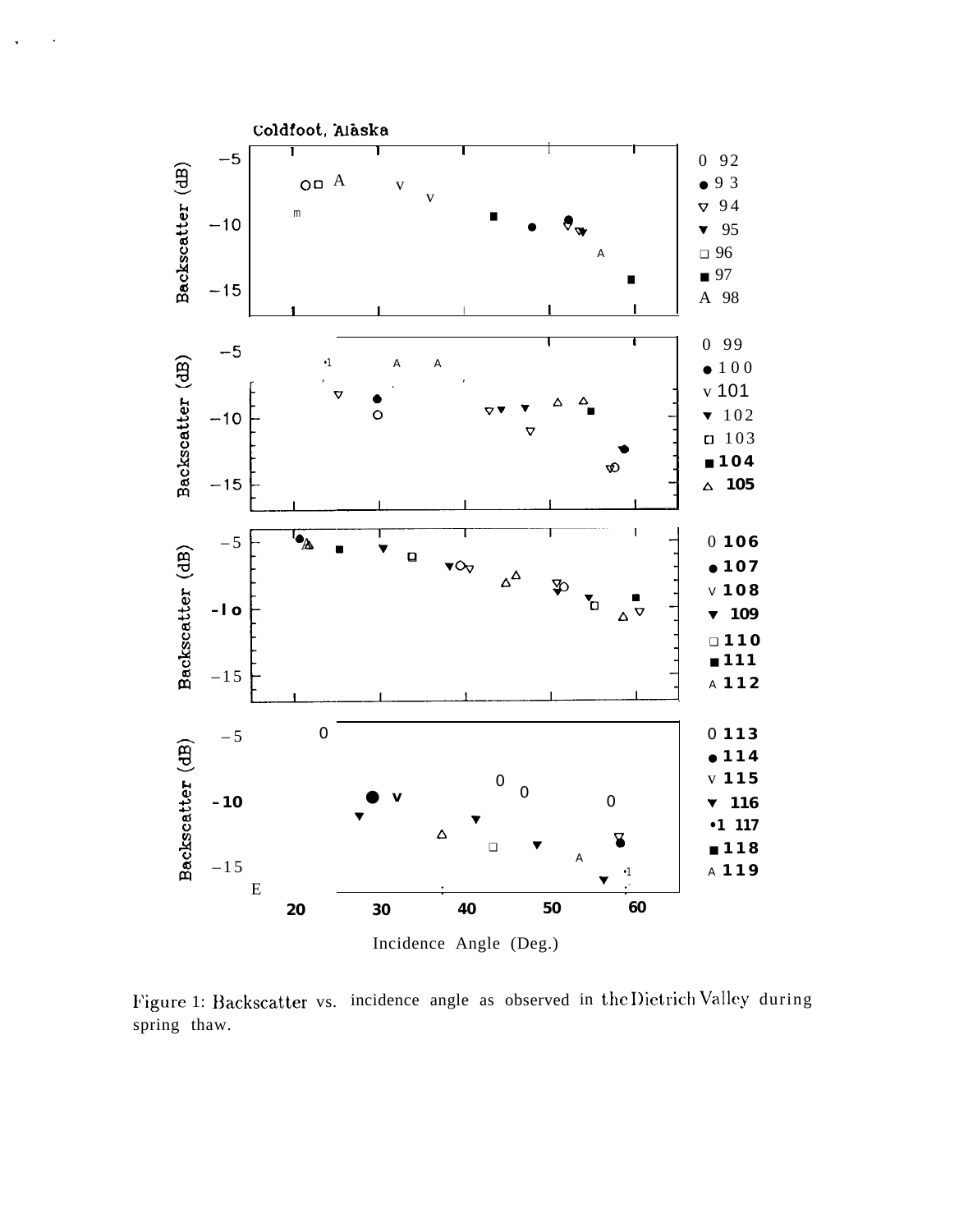Figure 1: Backscatter vs. incidence angle as observed in the Dietrich Valley during spring thaw.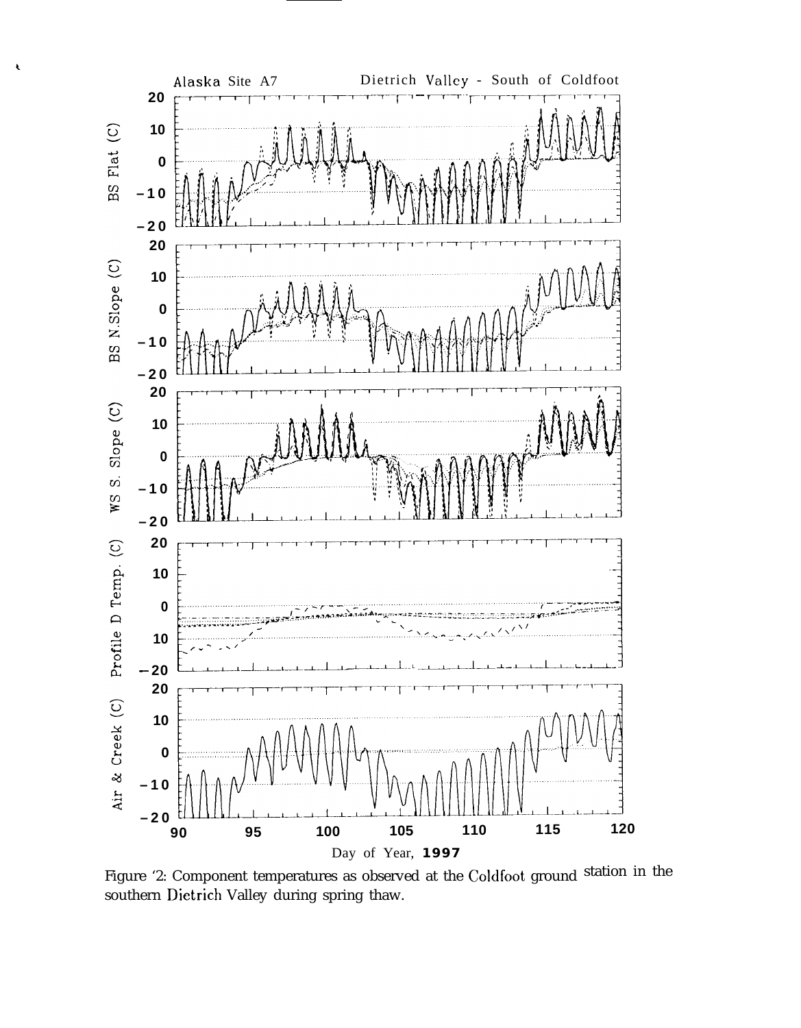Alaska Site A7

Dietrich Valley - South of Coldfoot

BS Flat (C)

20
10
0
-10
-20

BS N.Slope (C)

20
10
0
-10
-20

WS S. Slope (C)

20
10
0
-10
-20

Profile D Temp. (C)

20
10
0
10
-20

Air & Creek (C)

20
10
0
-10
-20

90 95 100 105 110 115 120

Day of Year, **1997**

Figure '2: Component temperatures as observed at the Coldfoot ground station in the southern Dietrich Valley during spring thaw.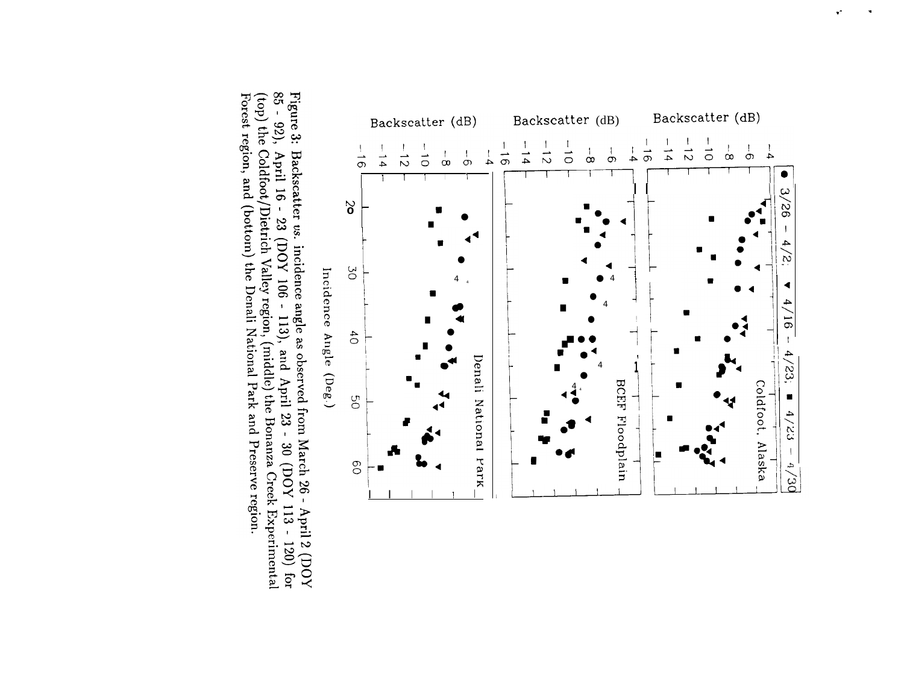● 3/26 – 4/2; ▼ 4/16 – 4/23; ■ 4/23 – 4/30

Coldfoot, Alaska

BCEF Floodplain

Denali National Park

Backscatter (dB)

-4

-6

-8

-10

-12

-14

-16

Incidence Angle (Deg.)

20

30

40

50

60

Figure 3: Backscatter *vs.* incidence angle as observed from March 26 - April 2 (DOY 85 - 92), April 16 - 23 (DOY 106 - 113), and April 23 - 30 (DOY 113 - 120) for (top) the Coldfoot/Dietrich Valley region, (middle) the Bonanza Creek Experimental Forest region, and (bottom) the Denali National Park and Preserve region.